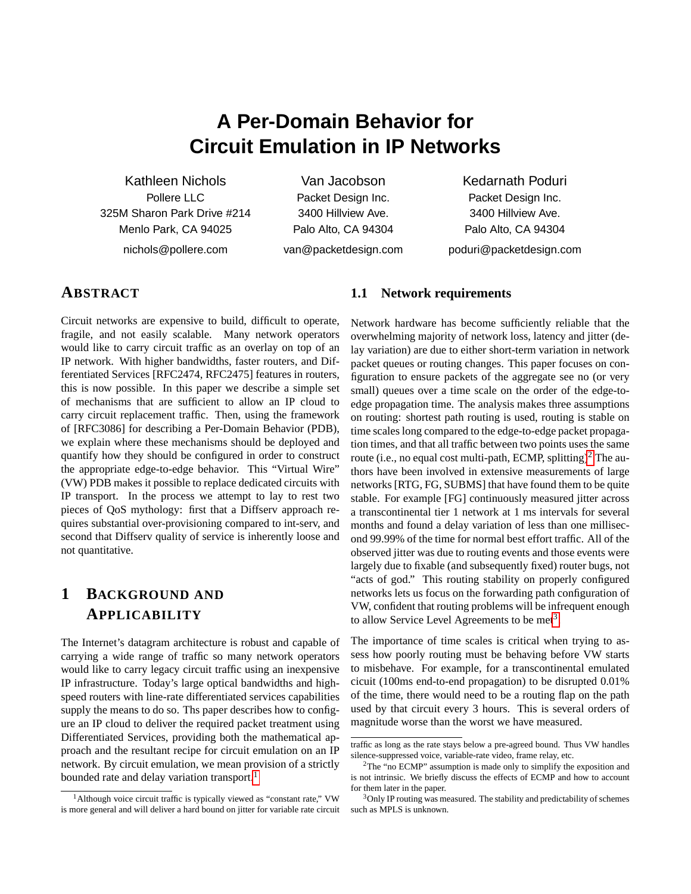# A Per-Domain Behavior for Circuit Emulation in IP Networks

Kathleen Nichols
Pollere LLC
325M Sharon Park Drive #214
Menlo Park, CA 94025
nichols@pollere.com

Van Jacobson
Packet Design Inc.
3400 Hillview Ave.
Palo Alto, CA 94304
van@packetdesign.com

Kedarnath Poduri
Packet Design Inc.
3400 Hillview Ave.
Palo Alto, CA 94304
poduri@packetdesign.com

## ABSTRACT

Circuit networks are expensive to build, difficult to operate, fragile, and not easily scalable. Many network operators would like to carry circuit traffic as an overlay on top of an IP network. With higher bandwidths, faster routers, and Differentiated Services [RFC2474, RFC2475] features in routers, this is now possible. In this paper we describe a simple set of mechanisms that are sufficient to allow an IP cloud to carry circuit replacement traffic. Then, using the framework of [RFC3086] for describing a Per-Domain Behavior (PDB), we explain where these mechanisms should be deployed and quantify how they should be configured in order to construct the appropriate edge-to-edge behavior. This "Virtual Wire" (VW) PDB makes it possible to replace dedicated circuits with IP transport. In the process we attempt to lay to rest two pieces of QoS mythology: first that a Diffserv approach requires substantial over-provisioning compared to int-serv, and second that Diffserv quality of service is inherently loose and not quantitative.

## 1 BACKGROUND AND APPLICABILITY

The Internet's datagram architecture is robust and capable of carrying a wide range of traffic so many network operators would like to carry legacy circuit traffic using an inexpensive IP infrastructure. Today's large optical bandwidths and high-speed routers with line-rate differentiated services capabilities supply the means to do so. Ths paper describes how to configure an IP cloud to deliver the required packet treatment using Differentiated Services, providing both the mathematical approach and the resultant recipe for circuit emulation on an IP network. By circuit emulation, we mean provision of a strictly bounded rate and delay variation transport.[1]

### 1.1 Network requirements

Network hardware has become sufficiently reliable that the overwhelming majority of network loss, latency and jitter (delay variation) are due to either short-term variation in network packet queues or routing changes. This paper focuses on configuration to ensure packets of the aggregate see no (or very small) queues over a time scale on the order of the edge-to-edge propagation time. The analysis makes three assumptions on routing: shortest path routing is used, routing is stable on time scales long compared to the edge-to-edge packet propagation times, and that all traffic between two points uses the same route (i.e., no equal cost multi-path, ECMP, splitting).[2] The authors have been involved in extensive measurements of large networks [RTG, FG, SUBMS] that have found them to be quite stable. For example [FG] continuously measured jitter across a transcontinental tier 1 network at 1 ms intervals for several months and found a delay variation of less than one millisecond 99.99% of the time for normal best effort traffic. All of the observed jitter was due to routing events and those events were largely due to fixable (and subsequently fixed) router bugs, not "acts of god." This routing stability on properly configured networks lets us focus on the forwarding path configuration of VW, confident that routing problems will be infrequent enough to allow Service Level Agreements to be met[3].

The importance of time scales is critical when trying to assess how poorly routing must be behaving before VW starts to misbehave. For example, for a transcontinental emulated cicuit (100ms end-to-end propagation) to be disrupted 0.01% of the time, there would need to be a routing flap on the path used by that circuit every 3 hours. This is several orders of magnitude worse than the worst we have measured.

---

[1] Although voice circuit traffic is typically viewed as "constant rate," VW is more general and will deliver a hard bound on jitter for variable rate circuit traffic as long as the rate stays below a pre-agreed bound. Thus VW handles silence-suppressed voice, variable-rate video, frame relay, etc.

[2] The "no ECMP" assumption is made only to simplify the exposition and is not intrinsic. We briefly discuss the effects of ECMP and how to account for them later in the paper.

[3] Only IP routing was measured. The stability and predictability of schemes such as MPLS is unknown.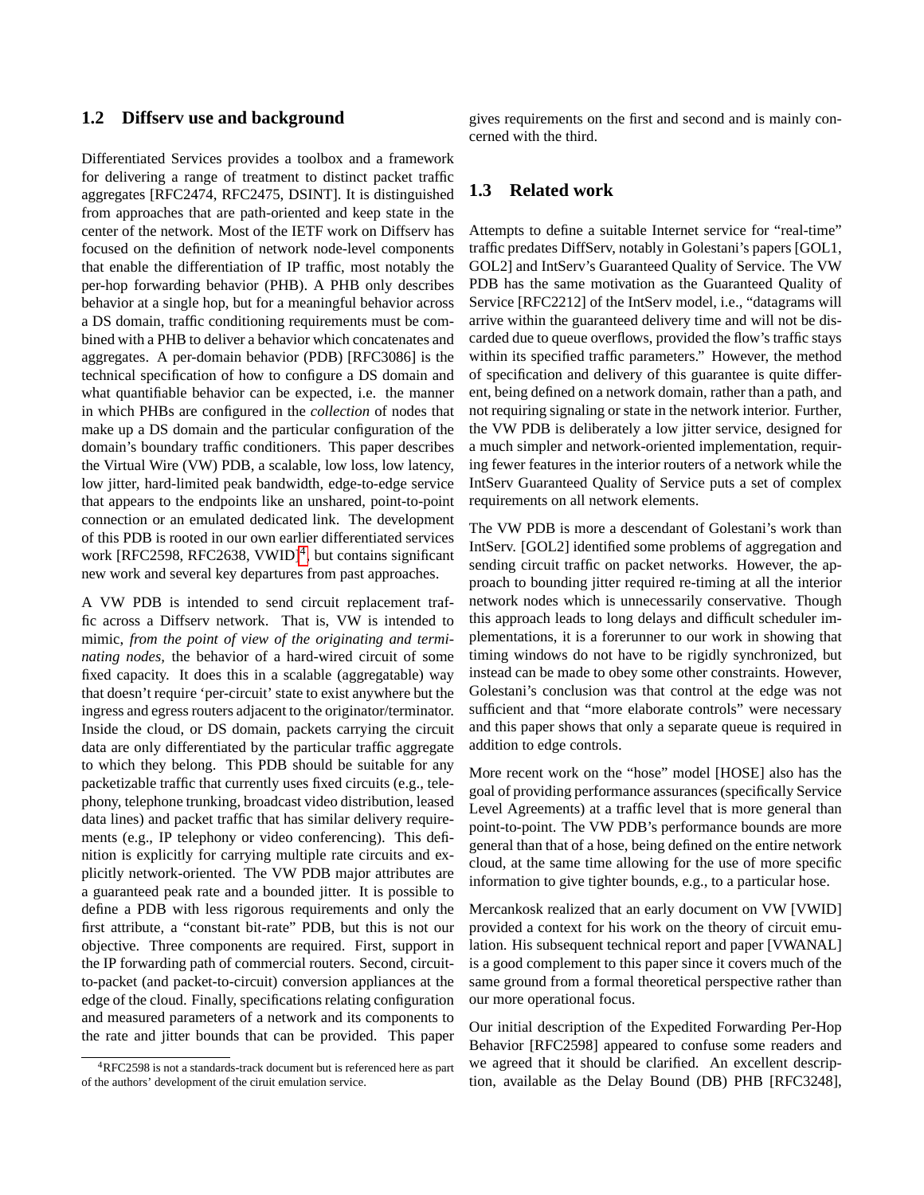## 1.2 Diffserv use and background

Differentiated Services provides a toolbox and a framework for delivering a range of treatment to distinct packet traffic aggregates [RFC2474, RFC2475, DSINT]. It is distinguished from approaches that are path-oriented and keep state in the center of the network. Most of the IETF work on Diffserv has focused on the definition of network node-level components that enable the differentiation of IP traffic, most notably the per-hop forwarding behavior (PHB). A PHB only describes behavior at a single hop, but for a meaningful behavior across a DS domain, traffic conditioning requirements must be combined with a PHB to deliver a behavior which concatenates and aggregates. A per-domain behavior (PDB) [RFC3086] is the technical specification of how to configure a DS domain and what quantifiable behavior can be expected, i.e. the manner in which PHBs are configured in the *collection* of nodes that make up a DS domain and the particular configuration of the domain's boundary traffic conditioners. This paper describes the Virtual Wire (VW) PDB, a scalable, low loss, low latency, low jitter, hard-limited peak bandwidth, edge-to-edge service that appears to the endpoints like an unshared, point-to-point connection or an emulated dedicated link. The development of this PDB is rooted in our own earlier differentiated services work [RFC2598, RFC2638, VWID][4], but contains significant new work and several key departures from past approaches.

A VW PDB is intended to send circuit replacement traffic across a Diffserv network. That is, VW is intended to mimic, *from the point of view of the originating and terminating nodes,* the behavior of a hard-wired circuit of some fixed capacity. It does this in a scalable (aggregatable) way that doesn't require 'per-circuit' state to exist anywhere but the ingress and egress routers adjacent to the originator/terminator. Inside the cloud, or DS domain, packets carrying the circuit data are only differentiated by the particular traffic aggregate to which they belong. This PDB should be suitable for any packetizable traffic that currently uses fixed circuits (e.g., telephony, telephone trunking, broadcast video distribution, leased data lines) and packet traffic that has similar delivery requirements (e.g., IP telephony or video conferencing). This definition is explicitly for carrying multiple rate circuits and explicitly network-oriented. The VW PDB major attributes are a guaranteed peak rate and a bounded jitter. It is possible to define a PDB with less rigorous requirements and only the first attribute, a "constant bit-rate" PDB, but this is not our objective. Three components are required. First, support in the IP forwarding path of commercial routers. Second, circuit-to-packet (and packet-to-circuit) conversion appliances at the edge of the cloud. Finally, specifications relating configuration and measured parameters of a network and its components to the rate and jitter bounds that can be provided. This paper gives requirements on the first and second and is mainly concerned with the third.

[4] RFC2598 is not a standards-track document but is referenced here as part of the authors' development of the ciruit emulation service.

## 1.3 Related work

Attempts to define a suitable Internet service for "real-time" traffic predates DiffServ, notably in Golestani's papers [GOL1, GOL2] and IntServ's Guaranteed Quality of Service. The VW PDB has the same motivation as the Guaranteed Quality of Service [RFC2212] of the IntServ model, i.e., "datagrams will arrive within the guaranteed delivery time and will not be discarded due to queue overflows, provided the flow's traffic stays within its specified traffic parameters." However, the method of specification and delivery of this guarantee is quite different, being defined on a network domain, rather than a path, and not requiring signaling or state in the network interior. Further, the VW PDB is deliberately a low jitter service, designed for a much simpler and network-oriented implementation, requiring fewer features in the interior routers of a network while the IntServ Guaranteed Quality of Service puts a set of complex requirements on all network elements.

The VW PDB is more a descendant of Golestani's work than IntServ. [GOL2] identified some problems of aggregation and sending circuit traffic on packet networks. However, the approach to bounding jitter required re-timing at all the interior network nodes which is unnecessarily conservative. Though this approach leads to long delays and difficult scheduler implementations, it is a forerunner to our work in showing that timing windows do not have to be rigidly synchronized, but instead can be made to obey some other constraints. However, Golestani's conclusion was that control at the edge was not sufficient and that "more elaborate controls" were necessary and this paper shows that only a separate queue is required in addition to edge controls.

More recent work on the "hose" model [HOSE] also has the goal of providing performance assurances (specifically Service Level Agreements) at a traffic level that is more general than point-to-point. The VW PDB's performance bounds are more general than that of a hose, being defined on the entire network cloud, at the same time allowing for the use of more specific information to give tighter bounds, e.g., to a particular hose.

Mercankosk realized that an early document on VW [VWID] provided a context for his work on the theory of circuit emulation. His subsequent technical report and paper [VWANAL] is a good complement to this paper since it covers much of the same ground from a formal theoretical perspective rather than our more operational focus.

Our initial description of the Expedited Forwarding Per-Hop Behavior [RFC2598] appeared to confuse some readers and we agreed that it should be clarified. An excellent description, available as the Delay Bound (DB) PHB [RFC3248],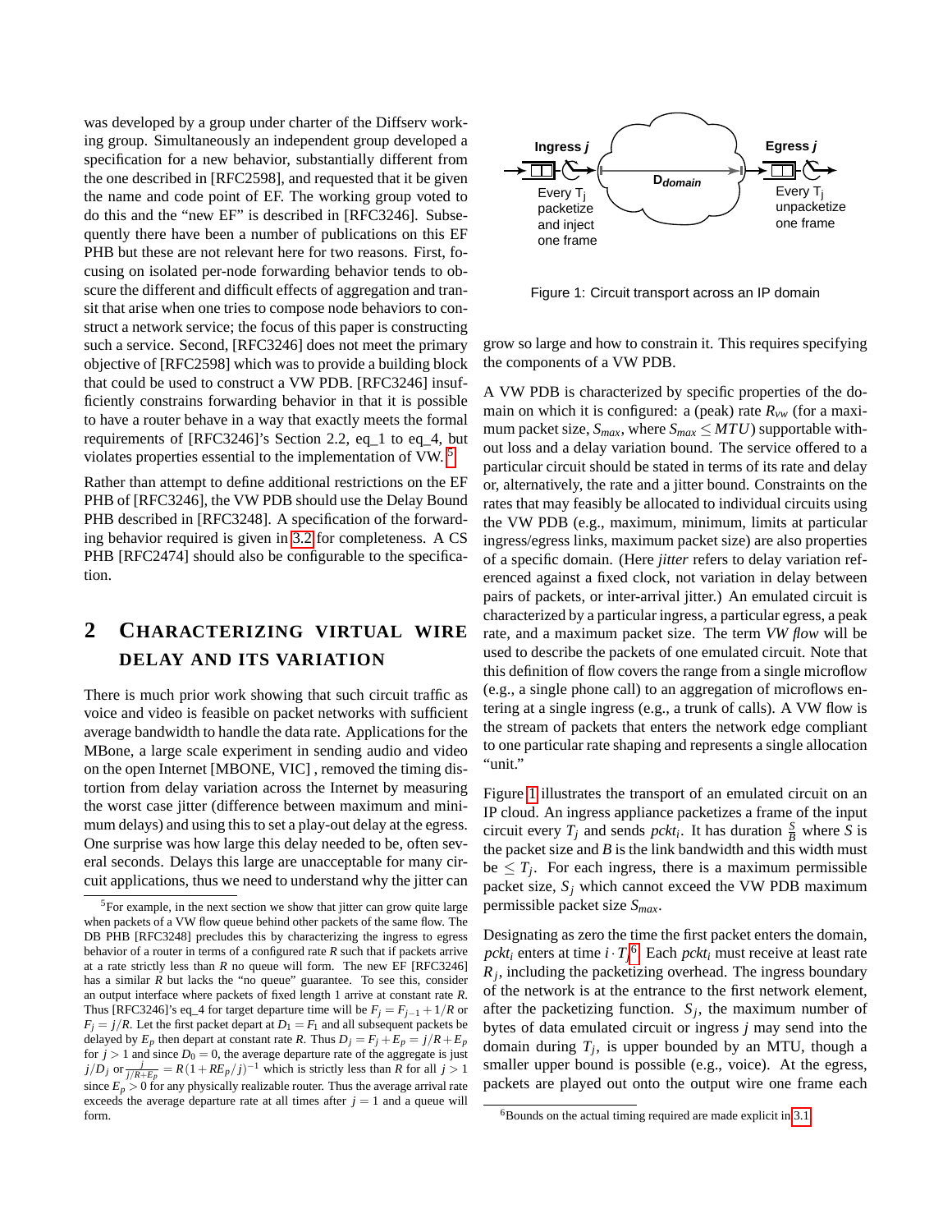was developed by a group under charter of the Diffserv working group. Simultaneously an independent group developed a specification for a new behavior, substantially different from the one described in [RFC2598], and requested that it be given the name and code point of EF. The working group voted to do this and the "new EF" is described in [RFC3246]. Subsequently there have been a number of publications on this EF PHB but these are not relevant here for two reasons. First, focusing on isolated per-node forwarding behavior tends to obscure the different and difficult effects of aggregation and transit that arise when one tries to compose node behaviors to construct a network service; the focus of this paper is constructing such a service. Second, [RFC3246] does not meet the primary objective of [RFC2598] which was to provide a building block that could be used to construct a VW PDB. [RFC3246] insufficiently constrains forwarding behavior in that it is possible to have a router behave in a way that exactly meets the formal requirements of [RFC3246]'s Section 2.2, eq_1 to eq_4, but violates properties essential to the implementation of VW. [5]

Rather than attempt to define additional restrictions on the EF PHB of [RFC3246], the VW PDB should use the Delay Bound PHB described in [RFC3248]. A specification of the forwarding behavior required is given in 3.2 for completeness. A CS PHB [RFC2474] should also be configurable to the specification.

## 2 Characterizing virtual wire delay and its variation

There is much prior work showing that such circuit traffic as voice and video is feasible on packet networks with sufficient average bandwidth to handle the data rate. Applications for the MBone, a large scale experiment in sending audio and video on the open Internet [MBONE, VIC] , removed the timing distortion from delay variation across the Internet by measuring the worst case jitter (difference between maximum and minimum delays) and using this to set a play-out delay at the egress. One surprise was how large this delay needed to be, often several seconds. Delays this large are unacceptable for many circuit applications, thus we need to understand why the jitter can grow so large and how to constrain it. This requires specifying the components of a VW PDB.

Ingress $j$ — Every $T_j$ packetize and inject one frame — $D_{domain}$ — Egress $j$ — Every $T_j$ unpacketize one frame

Figure 1: Circuit transport across an IP domain

A VW PDB is characterized by specific properties of the domain on which it is configured: a (peak) rate $R_{vw}$ (for a maximum packet size, $S_{max}$, where $S_{max} \leq MTU$) supportable without loss and a delay variation bound. The service offered to a particular circuit should be stated in terms of its rate and delay or, alternatively, the rate and a jitter bound. Constraints on the rates that may feasibly be allocated to individual circuits using the VW PDB (e.g., maximum, minimum, limits at particular ingress/egress links, maximum packet size) are also properties of a specific domain. (Here *jitter* refers to delay variation referenced against a fixed clock, not variation in delay between pairs of packets, or inter-arrival jitter.) An emulated circuit is characterized by a particular ingress, a particular egress, a peak rate, and a maximum packet size. The term *VW flow* will be used to describe the packets of one emulated circuit. Note that this definition of flow covers the range from a single microflow (e.g., a single phone call) to an aggregation of microflows entering at a single ingress (e.g., a trunk of calls). A VW flow is the stream of packets that enters the network edge compliant to one particular rate shaping and represents a single allocation "unit."

Figure 1 illustrates the transport of an emulated circuit on an IP cloud. An ingress appliance packetizes a frame of the input circuit every $T_j$ and sends $pckt_i$. It has duration $\frac{S}{B}$ where $S$ is the packet size and $B$ is the link bandwidth and this width must be $\leq T_j$. For each ingress, there is a maximum permissible packet size, $S_j$ which cannot exceed the VW PDB maximum permissible packet size $S_{max}$.

Designating as zero the time the first packet enters the domain, $pckt_i$ enters at time $i \cdot T_j$[6] Each $pckt_i$ must receive at least rate $R_j$, including the packetizing overhead. The ingress boundary of the network is at the entrance to the first network element, after the packetizing function. $S_j$, the maximum number of bytes of data emulated circuit or ingress $j$ may send into the domain during $T_j$, is upper bounded by an MTU, though a smaller upper bound is possible (e.g., voice). At the egress, packets are played out onto the output wire one frame each

[5] For example, in the next section we show that jitter can grow quite large when packets of a VW flow queue behind other packets of the same flow. The DB PHB [RFC3248] precludes this by characterizing the ingress to egress behavior of a router in terms of a configured rate $R$ such that if packets arrive at a rate strictly less than $R$ no queue will form. The new EF [RFC3246] has a similar $R$ but lacks the "no queue" guarantee. To see this, consider an output interface where packets of fixed length 1 arrive at constant rate $R$. Thus [RFC3246]'s eq_4 for target departure time will be $F_j = F_{j-1} + 1/R$ or $F_j = j/R$. Let the first packet depart at $D_1 = F_1$ and all subsequent packets be delayed by $E_p$ then depart at constant rate $R$. Thus $D_j = F_j + E_p = j/R + E_p$ for $j > 1$ and since $D_0 = 0$, the average departure rate of the aggregate is just $j/D_j$ or $\frac{j}{j/R+E_p} = R(1+RE_p/j)^{-1}$ which is strictly less than $R$ for all $j > 1$ since $E_p > 0$ for any physically realizable router. Thus the average arrival rate exceeds the average departure rate at all times after $j = 1$ and a queue will form.

[6] Bounds on the actual timing required are made explicit in 3.1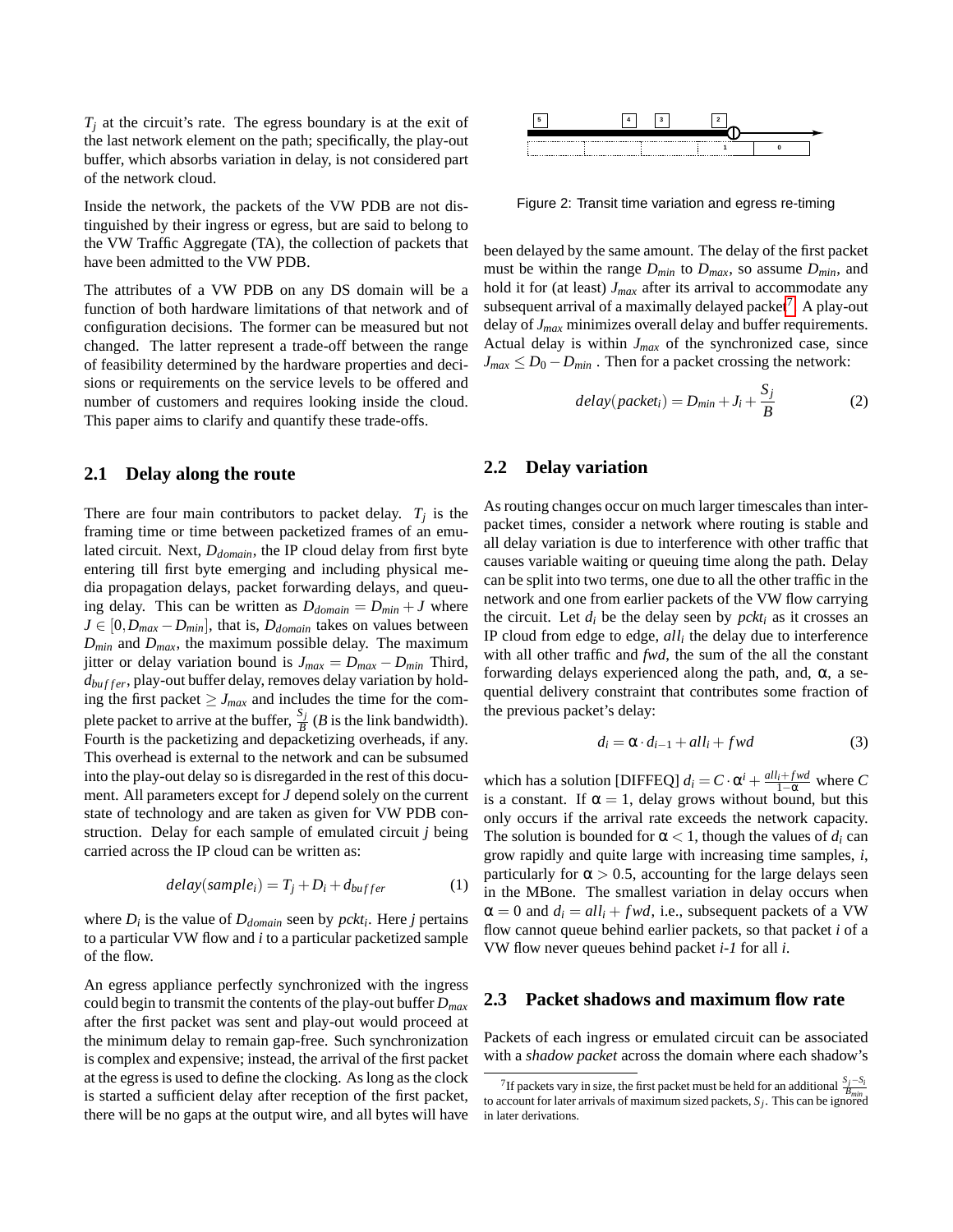$T_j$ at the circuit's rate. The egress boundary is at the exit of the last network element on the path; specifically, the play-out buffer, which absorbs variation in delay, is not considered part of the network cloud.

Inside the network, the packets of the VW PDB are not distinguished by their ingress or egress, but are said to belong to the VW Traffic Aggregate (TA), the collection of packets that have been admitted to the VW PDB.

The attributes of a VW PDB on any DS domain will be a function of both hardware limitations of that network and of configuration decisions. The former can be measured but not changed. The latter represent a trade-off between the range of feasibility determined by the hardware properties and decisions or requirements on the service levels to be offered and number of customers and requires looking inside the cloud. This paper aims to clarify and quantify these trade-offs.

## 2.1 Delay along the route

There are four main contributors to packet delay. $T_j$ is the framing time or time between packetized frames of an emulated circuit. Next, $D_{domain}$, the IP cloud delay from first byte entering till first byte emerging and including physical media propagation delays, packet forwarding delays, and queuing delay. This can be written as $D_{domain} = D_{min} + J$ where $J \in [0, D_{max} - D_{min}]$, that is, $D_{domain}$ takes on values between $D_{min}$ and $D_{max}$, the maximum possible delay. The maximum jitter or delay variation bound is $J_{max} = D_{max} - D_{min}$ Third, $d_{buffer}$, play-out buffer delay, removes delay variation by holding the first packet $\geq J_{max}$ and includes the time for the complete packet to arrive at the buffer, $\frac{S_j}{B}$ ($B$ is the link bandwidth). Fourth is the packetizing and depacketizing overheads, if any. This overhead is external to the network and can be subsumed into the play-out delay so is disregarded in the rest of this document. All parameters except for $J$ depend solely on the current state of technology and are taken as given for VW PDB construction. Delay for each sample of emulated circuit $j$ being carried across the IP cloud can be written as:

$$delay(sample_i) = T_j + D_i + d_{buffer} \tag{1}$$

where $D_i$ is the value of $D_{domain}$ seen by $pckt_i$. Here $j$ pertains to a particular VW flow and $i$ to a particular packetized sample of the flow.

An egress appliance perfectly synchronized with the ingress could begin to transmit the contents of the play-out buffer $D_{max}$ after the first packet was sent and play-out would proceed at the minimum delay to remain gap-free. Such synchronization is complex and expensive; instead, the arrival of the first packet at the egress is used to define the clocking. As long as the clock is started a sufficient delay after reception of the first packet, there will be no gaps at the output wire, and all bytes will have been delayed by the same amount. The delay of the first packet must be within the range $D_{min}$ to $D_{max}$, so assume $D_{min}$, and hold it for (at least) $J_{max}$ after its arrival to accommodate any subsequent arrival of a maximally delayed packet[7]. A play-out delay of $J_{max}$ minimizes overall delay and buffer requirements. Actual delay is within $J_{max}$ of the synchronized case, since $J_{max} \leq D_0 - D_{min}$ . Then for a packet crossing the network:

Figure 2: Transit time variation and egress re-timing

$$delay(packet_i) = D_{min} + J_i + \frac{S_j}{B} \tag{2}$$

## 2.2 Delay variation

As routing changes occur on much larger timescales than inter-packet times, consider a network where routing is stable and all delay variation is due to interference with other traffic that causes variable waiting or queuing time along the path. Delay can be split into two terms, one due to all the other traffic in the network and one from earlier packets of the VW flow carrying the circuit. Let $d_i$ be the delay seen by $pckt_i$ as it crosses an IP cloud from edge to edge, $all_i$ the delay due to interference with all other traffic and $fwd$, the sum of the all the constant forwarding delays experienced along the path, and, $\alpha$, a sequential delivery constraint that contributes some fraction of the previous packet's delay:

$$d_i = \alpha \cdot d_{i-1} + all_i + fwd \tag{3}$$

which has a solution [DIFFEQ] $d_i = C \cdot \alpha^i + \frac{all_i + fwd}{1-\alpha}$ where $C$ is a constant. If $\alpha = 1$, delay grows without bound, but this only occurs if the arrival rate exceeds the network capacity. The solution is bounded for $\alpha < 1$, though the values of $d_i$ can grow rapidly and quite large with increasing time samples, $i$, particularly for $\alpha > 0.5$, accounting for the large delays seen in the MBone. The smallest variation in delay occurs when $\alpha = 0$ and $d_i = all_i + fwd$, i.e., subsequent packets of a VW flow cannot queue behind earlier packets, so that packet $i$ of a VW flow never queues behind packet *i-1* for all $i$.

## 2.3 Packet shadows and maximum flow rate

Packets of each ingress or emulated circuit can be associated with a *shadow packet* across the domain where each shadow's

[7] If packets vary in size, the first packet must be held for an additional $\frac{S_j - S_i}{B_{min}}$ to account for later arrivals of maximum sized packets, $S_j$. This can be ignored in later derivations.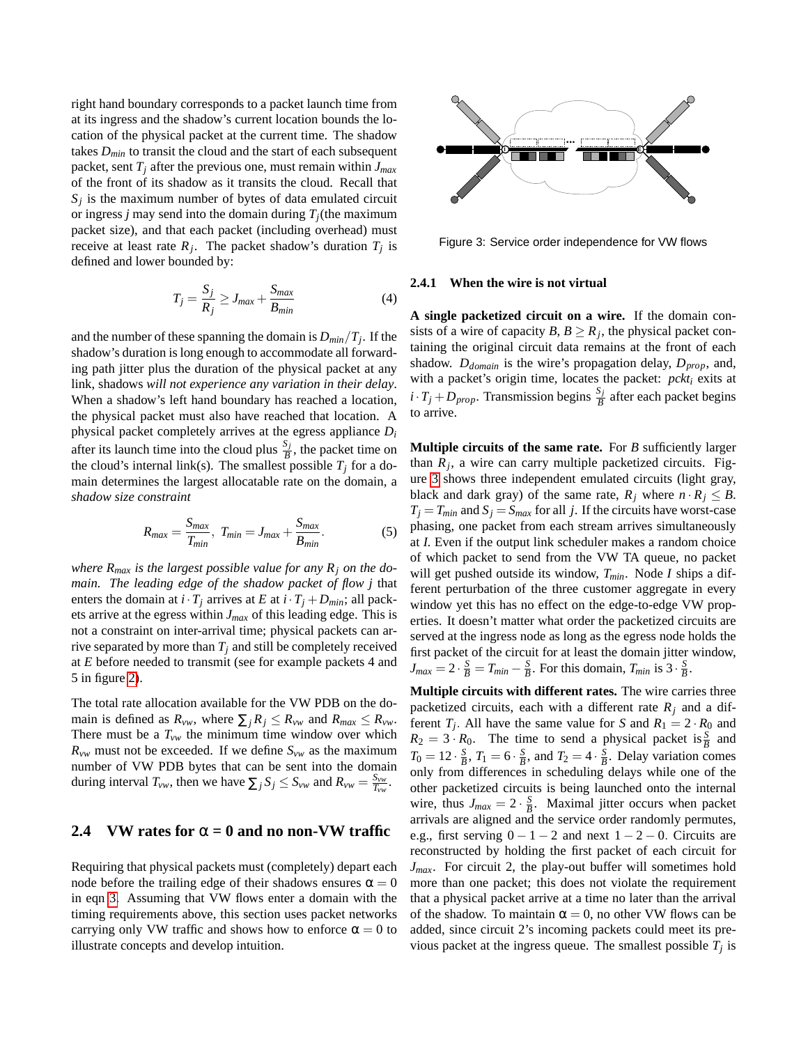right hand boundary corresponds to a packet launch time from at its ingress and the shadow's current location bounds the location of the physical packet at the current time. The shadow takes $D_{min}$ to transit the cloud and the start of each subsequent packet, sent $T_j$ after the previous one, must remain within $J_{max}$ of the front of its shadow as it transits the cloud. Recall that $S_j$ is the maximum number of bytes of data emulated circuit or ingress $j$ may send into the domain during $T_j$(the maximum packet size), and that each packet (including overhead) must receive at least rate $R_j$. The packet shadow's duration $T_j$ is defined and lower bounded by:

$$T_j = \frac{S_j}{R_j} \geq J_{max} + \frac{S_{max}}{B_{min}} \tag{4}$$

and the number of these spanning the domain is $D_{min}/T_j$. If the shadow's duration is long enough to accommodate all forwarding path jitter plus the duration of the physical packet at any link, shadows *will not experience any variation in their delay*. When a shadow's left hand boundary has reached a location, the physical packet must also have reached that location. A physical packet completely arrives at the egress appliance $D_i$ after its launch time into the cloud plus $\frac{S_j}{B}$, the packet time on the cloud's internal link(s). The smallest possible $T_j$ for a domain determines the largest allocatable rate on the domain, a *shadow size constraint*

$$R_{max} = \frac{S_{max}}{T_{min}}, \; T_{min} = J_{max} + \frac{S_{max}}{B_{min}}. \tag{5}$$

*where $R_{max}$ is the largest possible value for any $R_j$ on the domain. The leading edge of the shadow packet of flow j* that enters the domain at $i \cdot T_j$ arrives at $E$ at $i \cdot T_j + D_{min}$; all packets arrive at the egress within $J_{max}$ of this leading edge. This is not a constraint on inter-arrival time; physical packets can arrive separated by more than $T_j$ and still be completely received at $E$ before needed to transmit (see for example packets 4 and 5 in figure 2).

The total rate allocation available for the VW PDB on the domain is defined as $R_{vw}$, where $\sum_j R_j \leq R_{vw}$ and $R_{max} \leq R_{vw}$. There must be a $T_{vw}$ the minimum time window over which $R_{vw}$ must not be exceeded. If we define $S_{vw}$ as the maximum number of VW PDB bytes that can be sent into the domain during interval $T_{vw}$, then we have $\sum_j S_j \leq S_{vw}$ and $R_{vw} = \frac{S_{vw}}{T_{vw}}$.

## 2.4 VW rates for α = 0 and no non-VW traffic

Requiring that physical packets must (completely) depart each node before the trailing edge of their shadows ensures $\alpha = 0$ in eqn 3. Assuming that VW flows enter a domain with the timing requirements above, this section uses packet networks carrying only VW traffic and shows how to enforce $\alpha = 0$ to illustrate concepts and develop intuition.

Figure 3: Service order independence for VW flows

### 2.4.1 When the wire is not virtual

**A single packetized circuit on a wire.** If the domain consists of a wire of capacity $B$, $B \geq R_j$, the physical packet containing the original circuit data remains at the front of each shadow. $D_{domain}$ is the wire's propagation delay, $D_{prop}$, and, with a packet's origin time, locates the packet: $pckt_i$ exits at $i \cdot T_j + D_{prop}$. Transmission begins $\frac{S_j}{B}$ after each packet begins to arrive.

**Multiple circuits of the same rate.** For $B$ sufficiently larger than $R_j$, a wire can carry multiple packetized circuits. Figure 3 shows three independent emulated circuits (light gray, black and dark gray) of the same rate, $R_j$ where $n \cdot R_j \leq B$. $T_j = T_{min}$ and $S_j = S_{max}$ for all $j$. If the circuits have worst-case phasing, one packet from each stream arrives simultaneously at $I$. Even if the output link scheduler makes a random choice of which packet to send from the VW TA queue, no packet will get pushed outside its window, $T_{min}$. Node $I$ ships a different perturbation of the three customer aggregate in every window yet this has no effect on the edge-to-edge VW properties. It doesn't matter what order the packetized circuits are served at the ingress node as long as the egress node holds the first packet of the circuit for at least the domain jitter window, $J_{max} = 2 \cdot \frac{S}{B} = T_{min} - \frac{S}{B}$. For this domain, $T_{min}$ is $3 \cdot \frac{S}{B}$.

**Multiple circuits with different rates.** The wire carries three packetized circuits, each with a different rate $R_j$ and a different $T_j$. All have the same value for $S$ and $R_1 = 2 \cdot R_0$ and $R_2 = 3 \cdot R_0$. The time to send a physical packet is $\frac{S}{B}$ and $T_0 = 12 \cdot \frac{S}{B}$, $T_1 = 6 \cdot \frac{S}{B}$, and $T_2 = 4 \cdot \frac{S}{B}$. Delay variation comes only from differences in scheduling delays while one of the other packetized circuits is being launched onto the internal wire, thus $J_{max} = 2 \cdot \frac{S}{B}$. Maximal jitter occurs when packet arrivals are aligned and the service order randomly permutes, e.g., first serving $0-1-2$ and next $1-2-0$. Circuits are reconstructed by holding the first packet of each circuit for $J_{max}$. For circuit 2, the play-out buffer will sometimes hold more than one packet; this does not violate the requirement that a physical packet arrive at a time no later than the arrival of the shadow. To maintain $\alpha = 0$, no other VW flows can be added, since circuit 2's incoming packets could meet its previous packet at the ingress queue. The smallest possible $T_j$ is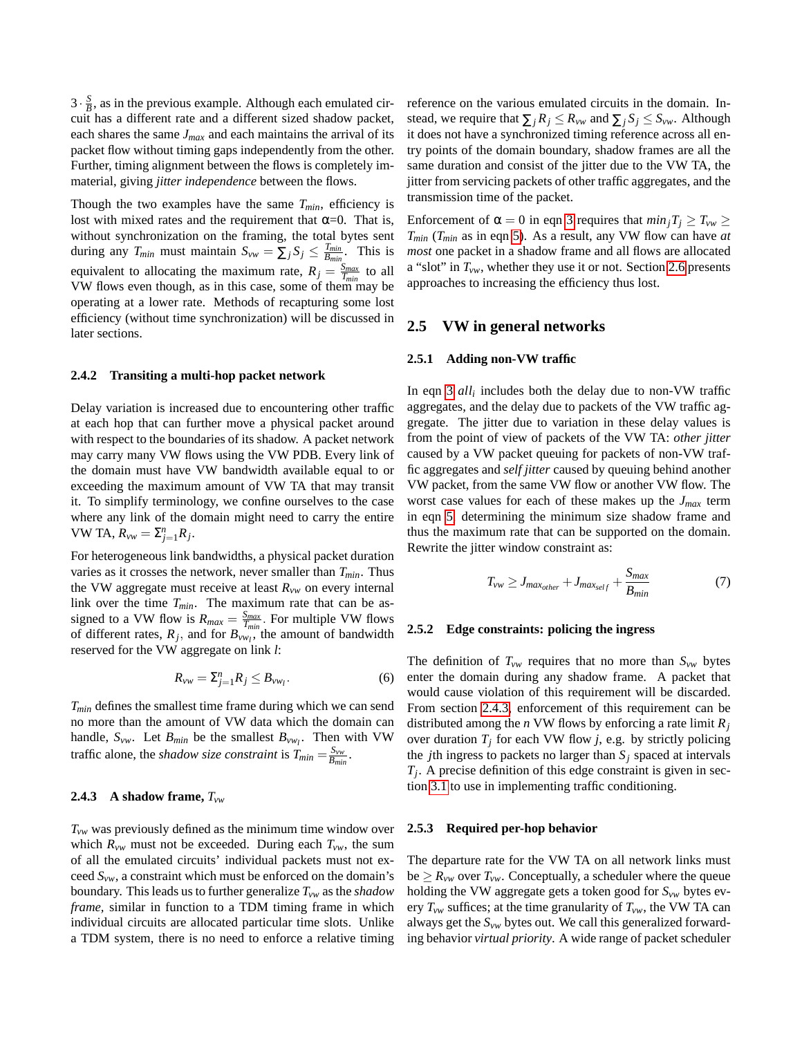$3 \cdot \frac{S}{B}$, as in the previous example. Although each emulated circuit has a different rate and a different sized shadow packet, each shares the same $J_{max}$ and each maintains the arrival of its packet flow without timing gaps independently from the other. Further, timing alignment between the flows is completely immaterial, giving *jitter independence* between the flows.

Though the two examples have the same $T_{min}$, efficiency is lost with mixed rates and the requirement that $\alpha$=0. That is, without synchronization on the framing, the total bytes sent during any $T_{min}$ must maintain $S_{vw} = \sum_j S_j \leq \frac{T_{min}}{B_{min}}$. This is equivalent to allocating the maximum rate, $R_j = \frac{S_{max}}{T_{min}}$ to all VW flows even though, as in this case, some of them may be operating at a lower rate. Methods of recapturing some lost efficiency (without time synchronization) will be discussed in later sections.

### 2.4.2 Transiting a multi-hop packet network

Delay variation is increased due to encountering other traffic at each hop that can further move a physical packet around with respect to the boundaries of its shadow. A packet network may carry many VW flows using the VW PDB. Every link of the domain must have VW bandwidth available equal to or exceeding the maximum amount of VW TA that may transit it. To simplify terminology, we confine ourselves to the case where any link of the domain might need to carry the entire VW TA, $R_{vw} = \Sigma_{j=1}^{n} R_j$.

For heterogeneous link bandwidths, a physical packet duration varies as it crosses the network, never smaller than $T_{min}$. Thus the VW aggregate must receive at least $R_{vw}$ on every internal link over the time $T_{min}$. The maximum rate that can be assigned to a VW flow is $R_{max} = \frac{S_{max}}{T_{min}}$. For multiple VW flows of different rates, $R_j$, and for $B_{vw_l}$, the amount of bandwidth reserved for the VW aggregate on link $l$:

$$R_{vw} = \Sigma_{j=1}^{n} R_j \leq B_{vw_l}. \tag{6}$$

$T_{min}$ defines the smallest time frame during which we can send no more than the amount of VW data which the domain can handle, $S_{vw}$. Let $B_{min}$ be the smallest $B_{vw_l}$. Then with VW traffic alone, the *shadow size constraint* is $T_{min} = \frac{S_{vw}}{B_{min}}$.

### 2.4.3 A shadow frame, $T_{vw}$

$T_{vw}$ was previously defined as the minimum time window over which $R_{vw}$ must not be exceeded. During each $T_{vw}$, the sum of all the emulated circuits' individual packets must not exceed $S_{vw}$, a constraint which must be enforced on the domain's boundary. This leads us to further generalize $T_{vw}$ as the *shadow frame*, similar in function to a TDM timing frame in which individual circuits are allocated particular time slots. Unlike a TDM system, there is no need to enforce a relative timing reference on the various emulated circuits in the domain. Instead, we require that $\sum_j R_j \leq R_{vw}$ and $\sum_j S_j \leq S_{vw}$. Although it does not have a synchronized timing reference across all entry points of the domain boundary, shadow frames are all the same duration and consist of the jitter due to the VW TA, the jitter from servicing packets of other traffic aggregates, and the transmission time of the packet.

Enforcement of $\alpha = 0$ in eqn 3 requires that $min_j T_j \geq T_{vw} \geq T_{min}$ ($T_{min}$ as in eqn 5). As a result, any VW flow can have *at most* one packet in a shadow frame and all flows are allocated a "slot" in $T_{vw}$, whether they use it or not. Section 2.6 presents approaches to increasing the efficiency thus lost.

## 2.5 VW in general networks

### 2.5.1 Adding non-VW traffic

In eqn 3 $all_i$ includes both the delay due to non-VW traffic aggregates, and the delay due to packets of the VW traffic aggregate. The jitter due to variation in these delay values is from the point of view of packets of the VW TA: *other jitter* caused by a VW packet queuing for packets of non-VW traffic aggregates and *self jitter* caused by queuing behind another VW packet, from the same VW flow or another VW flow. The worst case values for each of these makes up the $J_{max}$ term in eqn 5 determining the minimum size shadow frame and thus the maximum rate that can be supported on the domain. Rewrite the jitter window constraint as:

$$T_{vw} \geq J_{max_{other}} + J_{max_{self}} + \frac{S_{max}}{B_{min}} \tag{7}$$

### 2.5.2 Edge constraints: policing the ingress

The definition of $T_{vw}$ requires that no more than $S_{vw}$ bytes enter the domain during any shadow frame. A packet that would cause violation of this requirement will be discarded. From section 2.4.3, enforcement of this requirement can be distributed among the $n$ VW flows by enforcing a rate limit $R_j$ over duration $T_j$ for each VW flow $j$, e.g. by strictly policing the $j$th ingress to packets no larger than $S_j$ spaced at intervals $T_j$. A precise definition of this edge constraint is given in section 3.1 to use in implementing traffic conditioning.

### 2.5.3 Required per-hop behavior

The departure rate for the VW TA on all network links must be $\geq R_{vw}$ over $T_{vw}$. Conceptually, a scheduler where the queue holding the VW aggregate gets a token good for $S_{vw}$ bytes every $T_{vw}$ suffices; at the time granularity of $T_{vw}$, the VW TA can always get the $S_{vw}$ bytes out. We call this generalized forwarding behavior *virtual priority*. A wide range of packet scheduler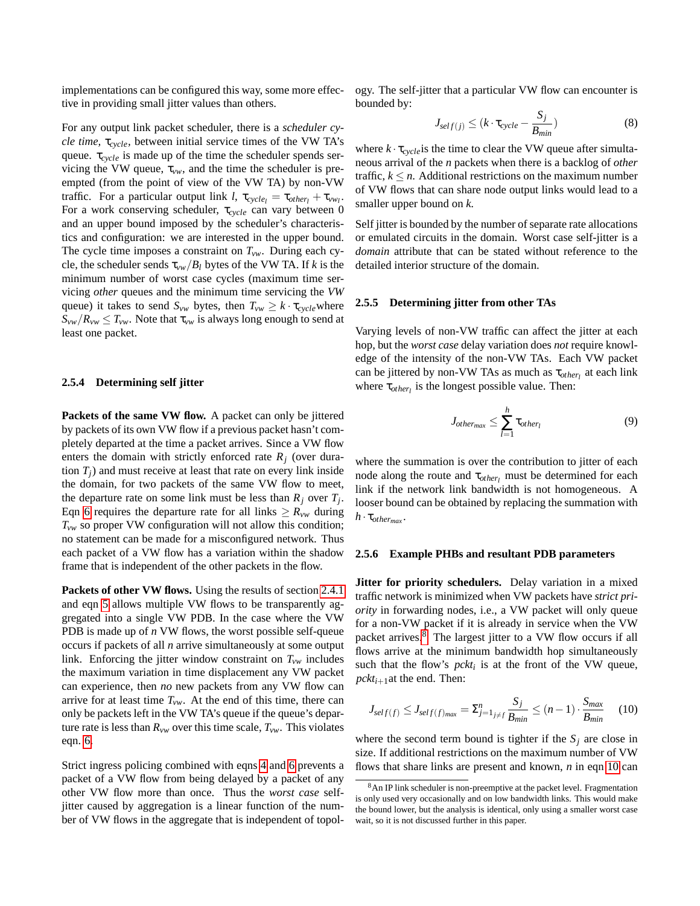implementations can be configured this way, some more effective in providing small jitter values than others.

For any output link packet scheduler, there is a *scheduler cycle time*, $\tau_{cycle}$, between initial service times of the VW TA's queue. $\tau_{cycle}$ is made up of the time the scheduler spends servicing the VW queue, $\tau_{vw}$, and the time the scheduler is preempted (from the point of view of the VW TA) by non-VW traffic. For a particular output link $l$, $\tau_{cycle_l} = \tau_{other_l} + \tau_{vw_l}$. For a work conserving scheduler, $\tau_{cycle}$ can vary between 0 and an upper bound imposed by the scheduler's characteristics and configuration: we are interested in the upper bound. The cycle time imposes a constraint on $T_{vw}$. During each cycle, the scheduler sends $\tau_{vw}/B_l$ bytes of the VW TA. If $k$ is the minimum number of worst case cycles (maximum time servicing *other* queues and the minimum time servicing the *VW* queue) it takes to send $S_{vw}$ bytes, then $T_{vw} \geq k \cdot \tau_{cycle}$ where $S_{vw}/R_{vw} \leq T_{vw}$. Note that $\tau_{vw}$ is always long enough to send at least one packet.

### 2.5.4 Determining self jitter

**Packets of the same VW flow.** A packet can only be jittered by packets of its own VW flow if a previous packet hasn't completely departed at the time a packet arrives. Since a VW flow enters the domain with strictly enforced rate $R_j$ (over duration $T_j$) and must receive at least that rate on every link inside the domain, for two packets of the same VW flow to meet, the departure rate on some link must be less than $R_j$ over $T_j$. Eqn 6 requires the departure rate for all links $\geq R_{vw}$ during $T_{vw}$ so proper VW configuration will not allow this condition; no statement can be made for a misconfigured network. Thus each packet of a VW flow has a variation within the shadow frame that is independent of the other packets in the flow.

**Packets of other VW flows.** Using the results of section 2.4.1 and eqn 5 allows multiple VW flows to be transparently aggregated into a single VW PDB. In the case where the VW PDB is made up of $n$ VW flows, the worst possible self-queue occurs if packets of all $n$ arrive simultaneously at some output link. Enforcing the jitter window constraint on $T_{vw}$ includes the maximum variation in time displacement any VW packet can experience, then *no* new packets from any VW flow can arrive for at least time $T_{vw}$. At the end of this time, there can only be packets left in the VW TA's queue if the queue's departure rate is less than $R_{vw}$ over this time scale, $T_{vw}$. This violates eqn. 6.

Strict ingress policing combined with eqns 4 and 6 prevents a packet of a VW flow from being delayed by a packet of any other VW flow more than once. Thus the *worst case* self-jitter caused by aggregation is a linear function of the number of VW flows in the aggregate that is independent of topology. The self-jitter that a particular VW flow can encounter is bounded by:

$$J_{self(j)} \leq (k \cdot \tau_{cycle} - \frac{S_j}{B_{min}}) \qquad (8)$$

where $k \cdot \tau_{cycle}$ is the time to clear the VW queue after simultaneous arrival of the $n$ packets when there is a backlog of *other* traffic, $k \leq n$. Additional restrictions on the maximum number of VW flows that can share same node output links would lead to a smaller upper bound on $k$.

Self jitter is bounded by the number of separate rate allocations or emulated circuits in the domain. Worst case self-jitter is a *domain* attribute that can be stated without reference to the detailed interior structure of the domain.

### 2.5.5 Determining jitter from other TAs

Varying levels of non-VW traffic can affect the jitter at each hop, but the *worst case* delay variation does *not* require knowledge of the intensity of the non-VW TAs. Each VW packet can be jittered by non-VW TAs as much as $\tau_{other_l}$ at each link where $\tau_{other_l}$ is the longest possible value. Then:

$$J_{other_{max}} \leq \sum_{l=1}^{h} \tau_{other_l} \qquad (9)$$

where the summation is over the contribution to jitter of each node along the route and $\tau_{other_l}$ must be determined for each link if the network link bandwidth is not homogeneous. A looser bound can be obtained by replacing the summation with $h \cdot \tau_{other_{max}}$.

### 2.5.6 Example PHBs and resultant PDB parameters

**Jitter for priority schedulers.** Delay variation in a mixed traffic network is minimized when VW packets have *strict priority* in forwarding nodes, i.e., a VW packet will only queue for a non-VW packet if it is already in service when the VW packet arrives.[8] The largest jitter to a VW flow occurs if all flows arrive at the minimum bandwidth hop simultaneously such that the flow's $pckt_i$ is at the front of the VW queue, $pckt_{i+1}$ at the end. Then:

$$J_{self(f)} \leq J_{self(f)_{max}} = \Sigma_{j=1_{j \neq f}}^{n} \frac{S_j}{B_{min}} \leq (n-1) \cdot \frac{S_{max}}{B_{min}} \qquad (10)$$

where the second term bound is tighter if the $S_j$ are close in size. If additional restrictions on the maximum number of VW flows that share links are present and known, $n$ in eqn 10 can

[8] An IP link scheduler is non-preemptive at the packet level. Fragmentation is only used very occasionally and on low bandwidth links. This would make the bound lower, but the analysis is identical, only using a smaller worst case wait, so it is not discussed further in this paper.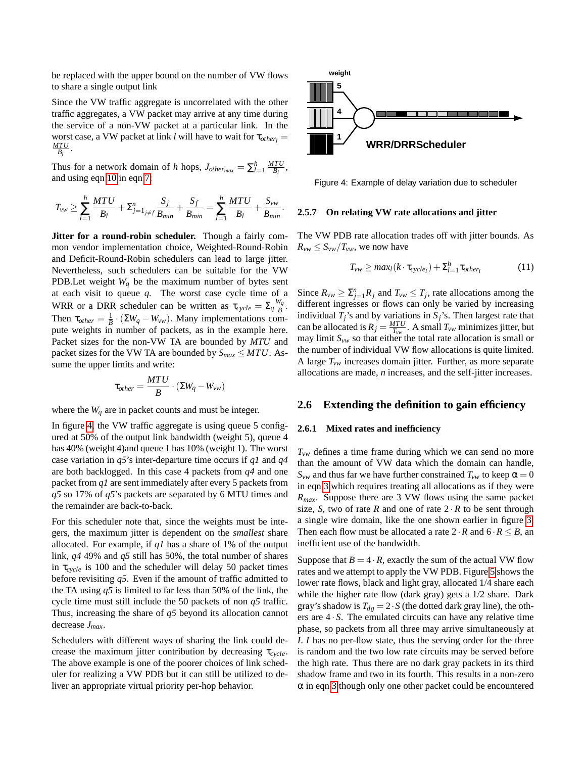be replaced with the upper bound on the number of VW flows to share a single output link

Since the VW traffic aggregate is uncorrelated with the other traffic aggregates, a VW packet may arrive at any time during the service of a non-VW packet at a particular link. In the worst case, a VW packet at link $l$ will have to wait for $\tau_{other_l} = \frac{MTU}{B_l}$.

Thus for a network domain of $h$ hops, $J_{other_{max}} = \Sigma_{l=1}^{h} \frac{MTU}{B_l}$, and using eqn 10 in eqn 7:

$$T_{vw} \geq \sum_{l=1}^{h} \frac{MTU}{B_l} + \Sigma_{j=1_{j \neq f}}^{n} \frac{S_j}{B_{min}} + \frac{S_f}{B_{min}} = \sum_{l=1}^{h} \frac{MTU}{B_l} + \frac{S_{vw}}{B_{min}}.$$

**Jitter for a round-robin scheduler.** Though a fairly common vendor implementation choice, Weighted-Round-Robin and Deficit-Round-Robin schedulers can lead to large jitter. Nevertheless, such schedulers can be suitable for the VW PDB.Let weight $W_q$ be the maximum number of bytes sent at each visit to queue $q$. The worst case cycle time of a WRR or a DRR scheduler can be written as $\tau_{cycle} = \Sigma_q \frac{W_q}{B}$. Then $\tau_{other} = \frac{1}{B} \cdot (\Sigma W_q - W_{vw})$. Many implementations compute weights in number of packets, as in the example here. Packet sizes for the non-VW TA are bounded by $MTU$ and packet sizes for the VW TA are bounded by $S_{max} \leq MTU$. Assume the upper limits and write:

$$\tau_{other} = \frac{MTU}{B} \cdot (\Sigma W_q - W_{vw})$$

where the $W_q$ are in packet counts and must be integer.

In figure 4, the VW traffic aggregate is using queue 5 configured at 50% of the output link bandwidth (weight 5), queue 4 has 40% (weight 4)and queue 1 has 10% (weight 1). The worst case variation in *q5*'s inter-departure time occurs if *q1* and *q4* are both backlogged. In this case 4 packets from *q4* and one packet from *q1* are sent immediately after every 5 packets from *q5* so 17% of *q5*'s packets are separated by 6 MTU times and the remainder are back-to-back.

For this scheduler note that, since the weights must be integers, the maximum jitter is dependent on the *smallest* share allocated. For example, if *q1* has a share of 1% of the output link, *q4* 49% and *q5* still has 50%, the total number of shares in $\tau_{cycle}$ is 100 and the scheduler will delay 50 packet times before revisiting *q5*. Even if the amount of traffic admitted to the TA using *q5* is limited to far less than 50% of the link, the cycle time must still include the 50 packets of non *q5* traffic. Thus, increasing the share of *q5* beyond its allocation cannot decrease $J_{max}$.

Schedulers with different ways of sharing the link could decrease the maximum jitter contribution by decreasing $\tau_{cycle}$. The above example is one of the poorer choices of link scheduler for realizing a VW PDB but it can still be utilized to deliver an appropriate virtual priority per-hop behavior.

Figure 4: Example of delay variation due to scheduler

### 2.5.7 On relating VW rate allocations and jitter

The VW PDB rate allocation trades off with jitter bounds. As $R_{vw} \leq S_{vw}/T_{vw}$, we now have

$$T_{vw} \geq max_l(k \cdot \tau_{cycle_l}) + \Sigma_{l=1}^{h} \tau_{other_l} \quad (11)$$

Since $R_{vw} \geq \Sigma_{j=1}^{n} R_j$ and $T_{vw} \leq T_j$, rate allocations among the different ingresses or flows can only be varied by increasing individual $T_j$'s and by variations in $S_j$'s. Then largest rate that can be allocated is $R_j = \frac{MTU}{T_{vw}}$. A small $T_{vw}$ minimizes jitter, but may limit $S_{vw}$ so that either the total rate allocation is small or the number of individual VW flow allocations is quite limited. A large $T_{vw}$ increases domain jitter. Further, as more separate allocations are made, $n$ increases, and the self-jitter increases.

## 2.6 Extending the definition to gain efficiency

### 2.6.1 Mixed rates and inefficiency

$T_{vw}$ defines a time frame during which we can send no more than the amount of VW data which the domain can handle, $S_{vw}$ and thus far we have further constrained $T_{vw}$ to keep $\alpha = 0$ in eqn 3 which requires treating all allocations as if they were $R_{max}$. Suppose there are 3 VW flows using the same packet size, $S$, two of rate $R$ and one of rate $2 \cdot R$ to be sent through a single wire domain, like the one shown earlier in figure 3. Then each flow must be allocated a rate $2 \cdot R$ and $6 \cdot R \leq B$, an inefficient use of the bandwidth.

Suppose that $B = 4 \cdot R$, exactly the sum of the actual VW flow rates and we attempt to apply the VW PDB. Figure 5 shows the lower rate flows, black and light gray, allocated 1/4 share each while the higher rate flow (dark gray) gets a 1/2 share. Dark gray's shadow is $T_{dg} = 2 \cdot S$ (the dotted dark gray line), the others are $4 \cdot S$. The emulated circuits can have any relative time phase, so packets from all three may arrive simultaneously at $I$. $I$ has no per-flow state, thus the serving order for the three is random and the two low rate circuits may be served before the high rate. Thus there are no dark gray packets in its third shadow frame and two in its fourth. This results in a non-zero $\alpha$ in eqn 3 though only one other packet could be encountered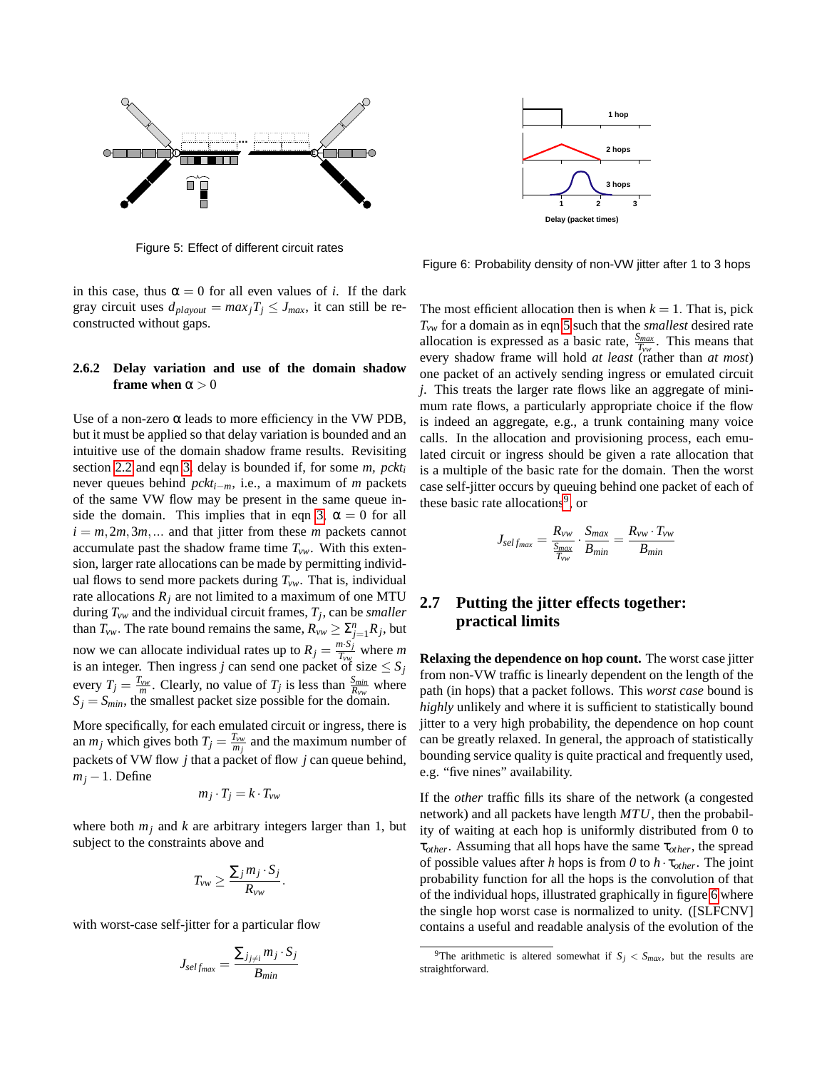Figure 5: Effect of different circuit rates

Figure 6: Probability density of non-VW jitter after 1 to 3 hops

in this case, thus $\alpha = 0$ for all even values of $i$. If the dark gray circuit uses $d_{playout} = max_j T_j \leq J_{max}$, it can still be reconstructed without gaps.

### 2.6.2 Delay variation and use of the domain shadow frame when $\alpha > 0$

Use of a non-zero $\alpha$ leads to more efficiency in the VW PDB, but it must be applied so that delay variation is bounded and an intuitive use of the domain shadow frame results. Revisiting section 2.2 and eqn 3, delay is bounded if, for some $m$, $pckt_i$ never queues behind $pckt_{i-m}$, i.e., a maximum of $m$ packets of the same VW flow may be present in the same queue inside the domain. This implies that in eqn 3, $\alpha = 0$ for all $i = m, 2m, 3m, \ldots$ and that jitter from these $m$ packets cannot accumulate past the shadow frame time $T_{vw}$. With this extension, larger rate allocations can be made by permitting individual flows to send more packets during $T_{vw}$. That is, individual rate allocations $R_j$ are not limited to a maximum of one MTU during $T_{vw}$ and the individual circuit frames, $T_j$, can be *smaller* than $T_{vw}$. The rate bound remains the same, $R_{vw} \geq \Sigma_{j=1}^{n} R_j$, but now we can allocate individual rates up to $R_j = \frac{m \cdot S_j}{T_{vw}}$ where $m$ is an integer. Then ingress $j$ can send one packet of size $\leq S_j$ every $T_j = \frac{T_{vw}}{m}$. Clearly, no value of $T_j$ is less than $\frac{S_{min}}{R_{vw}}$ where $S_j = S_{min}$, the smallest packet size possible for the domain.

More specifically, for each emulated circuit or ingress, there is an $m_j$ which gives both $T_j = \frac{T_{vw}}{m_j}$ and the maximum number of packets of VW flow $j$ that a packet of flow $j$ can queue behind, $m_j - 1$. Define

$$m_j \cdot T_j = k \cdot T_{vw}$$

where both $m_j$ and $k$ are arbitrary integers larger than 1, but subject to the constraints above and

$$T_{vw} \geq \frac{\sum_j m_j \cdot S_j}{R_{vw}}.$$

with worst-case self-jitter for a particular flow

$$J_{self_{max}} = \frac{\sum_{j_{j \neq i}} m_j \cdot S_j}{B_{min}}$$

The most efficient allocation then is when $k = 1$. That is, pick $T_{vw}$ for a domain as in eqn 5 such that the *smallest* desired rate allocation is expressed as a basic rate, $\frac{S_{max}}{T_{vw}}$. This means that every shadow frame will hold *at least* (rather than *at most*) one packet of an actively sending ingress or emulated circuit $j$. This treats the larger rate flows like an aggregate of minimum rate flows, a particularly appropriate choice if the flow is indeed an aggregate, e.g., a trunk containing many voice calls. In the allocation and provisioning process, each emulated circuit or ingress should be given a rate allocation that is a multiple of the basic rate for the domain. Then the worst case self-jitter occurs by queuing behind one packet of each of these basic rate allocations[9], or

$$J_{self_{max}} = \frac{R_{vw}}{\frac{S_{max}}{T_{vw}}} \cdot \frac{S_{max}}{B_{min}} = \frac{R_{vw} \cdot T_{vw}}{B_{min}}$$

## 2.7 Putting the jitter effects together: practical limits

**Relaxing the dependence on hop count.** The worst case jitter from non-VW traffic is linearly dependent on the length of the path (in hops) that a packet follows. This *worst case* bound is *highly* unlikely and where it is sufficient to statistically bound jitter to a very high probability, the dependence on hop count can be greatly relaxed. In general, the approach of statistically bounding service quality is quite practical and frequently used, e.g. "five nines" availability.

If the *other* traffic fills its share of the network (a congested network) and all packets have length $MTU$, then the probability of waiting at each hop is uniformly distributed from 0 to $\tau_{other}$. Assuming that all hops have the same $\tau_{other}$, the spread of possible values after $h$ hops is from *0* to $h \cdot \tau_{other}$. The joint probability function for all the hops is the convolution of that of the individual hops, illustrated graphically in figure 6 where the single hop worst case is normalized to unity. ([SLFCNV] contains a useful and readable analysis of the evolution of the

[9] The arithmetic is altered somewhat if $S_j < S_{max}$, but the results are straightforward.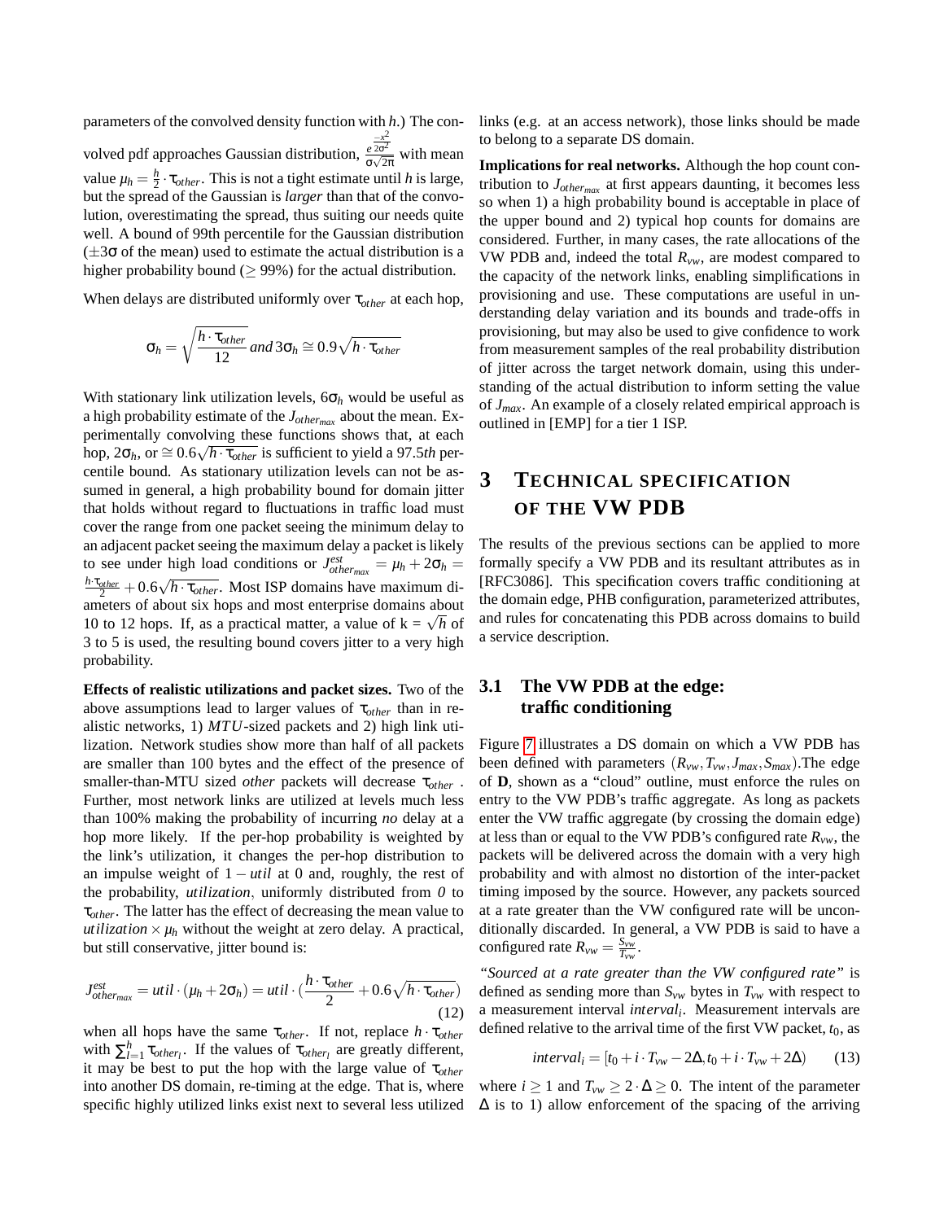parameters of the convolved density function with $h$.) The convolved pdf approaches Gaussian distribution, $\frac{e^{\frac{-x^2}{2\sigma^2}}}{\sigma\sqrt{2\pi}}$ with mean value $\mu_h = \frac{h}{2} \cdot \tau_{other}$. This is not a tight estimate until $h$ is large, but the spread of the Gaussian is *larger* than that of the convolution, overestimating the spread, thus suiting our needs quite well. A bound of 99th percentile for the Gaussian distribution ($\pm 3\sigma$ of the mean) used to estimate the actual distribution is a higher probability bound ($\geq$ 99%) for the actual distribution.

When delays are distributed uniformly over $\tau_{other}$ at each hop,

$$\sigma_h = \sqrt{\frac{h \cdot \tau_{other}}{12}} \; and \; 3\sigma_h \cong 0.9\sqrt{h \cdot \tau_{other}}$$

With stationary link utilization levels, $6\sigma_h$ would be useful as a high probability estimate of the $J_{other_{max}}$ about the mean. Experimentally convolving these functions shows that, at each hop, $2\sigma_h$, or $\cong 0.6\sqrt{h \cdot \tau_{other}}$ is sufficient to yield a 97.5*th* percentile bound. As stationary utilization levels can not be assumed in general, a high probability bound for domain jitter that holds without regard to fluctuations in traffic load must cover the range from one packet seeing the minimum delay to an adjacent packet seeing the maximum delay a packet is likely to see under high load conditions or $J^{est}_{other_{max}} = \mu_h + 2\sigma_h = \frac{h \cdot \tau_{other}}{2} + 0.6\sqrt{h \cdot \tau_{other}}$. Most ISP domains have maximum diameters of about six hops and most enterprise domains about 10 to 12 hops. If, as a practical matter, a value of k = $\sqrt{h}$ of 3 to 5 is used, the resulting bound covers jitter to a very high probability.

**Effects of realistic utilizations and packet sizes.** Two of the above assumptions lead to larger values of $\tau_{other}$ than in realistic networks, 1) *MTU*-sized packets and 2) high link utilization. Network studies show more than half of all packets are smaller than 100 bytes and the effect of the presence of smaller-than-MTU sized *other* packets will decrease $\tau_{other}$ . Further, most network links are utilized at levels much less than 100% making the probability of incurring *no* delay at a hop more likely. If the per-hop probability is weighted by the link's utilization, it changes the per-hop distribution to an impulse weight of $1 - util$ at 0 and, roughly, the rest of the probability, *utilization*, uniformly distributed from *0* to $\tau_{other}$. The latter has the effect of decreasing the mean value to $utilization \times \mu_h$ without the weight at zero delay. A practical, but still conservative, jitter bound is:

$$J^{est}_{other_{max}} = util \cdot (\mu_h + 2\sigma_h) = util \cdot (\frac{h \cdot \tau_{other}}{2} + 0.6\sqrt{h \cdot \tau_{other}}) \quad (12)$$

when all hops have the same $\tau_{other}$. If not, replace $h \cdot \tau_{other}$ with $\sum_{l=1}^{h} \tau_{other_l}$. If the values of $\tau_{other_l}$ are greatly different, it may be best to put the hop with the large value of $\tau_{other}$ into another DS domain, re-timing at the edge. That is, where specific highly utilized links exist next to several less utilized links (e.g. at an access network), those links should be made to belong to a separate DS domain.

**Implications for real networks.** Although the hop count contribution to $J_{other_{max}}$ at first appears daunting, it becomes less so when 1) a high probability bound is acceptable in place of the upper bound and 2) typical hop counts for domains are considered. Further, in many cases, the rate allocations of the VW PDB and, indeed the total $R_{vw}$, are modest compared to the capacity of the network links, enabling simplifications in provisioning and use. These computations are useful in understanding delay variation and its bounds and trade-offs in provisioning, but may also be used to give confidence to work from measurement samples of the real probability distribution of jitter across the target network domain, using this understanding of the actual distribution to inform setting the value of $J_{max}$. An example of a closely related empirical approach is outlined in [EMP] for a tier 1 ISP.

# 3 Technical Specification of the VW PDB

The results of the previous sections can be applied to more formally specify a VW PDB and its resultant attributes as in [RFC3086]. This specification covers traffic conditioning at the domain edge, PHB configuration, parameterized attributes, and rules for concatenating this PDB across domains to build a service description.

## 3.1 The VW PDB at the edge: traffic conditioning

Figure 7 illustrates a DS domain on which a VW PDB has been defined with parameters $(R_{vw}, T_{vw}, J_{max}, S_{max})$.The edge of **D**, shown as a "cloud" outline, must enforce the rules on entry to the VW PDB's traffic aggregate. As long as packets enter the VW traffic aggregate (by crossing the domain edge) at less than or equal to the VW PDB's configured rate $R_{vw}$, the packets will be delivered across the domain with a very high probability and with almost no distortion of the inter-packet timing imposed by the source. However, any packets sourced at a rate greater than the VW configured rate will be unconditionally discarded. In general, a VW PDB is said to have a configured rate $R_{vw} = \frac{S_{vw}}{T_{vw}}$.

*"Sourced at a rate greater than the VW configured rate"* is defined as sending more than $S_{vw}$ bytes in $T_{vw}$ with respect to a measurement interval $interval_i$. Measurement intervals are defined relative to the arrival time of the first VW packet, $t_0$, as

$$interval_i = [t_0 + i \cdot T_{vw} - 2\Delta, t_0 + i \cdot T_{vw} + 2\Delta) \quad (13)$$

where $i \geq 1$ and $T_{vw} \geq 2 \cdot \Delta \geq 0$. The intent of the parameter $\Delta$ is to 1) allow enforcement of the spacing of the arriving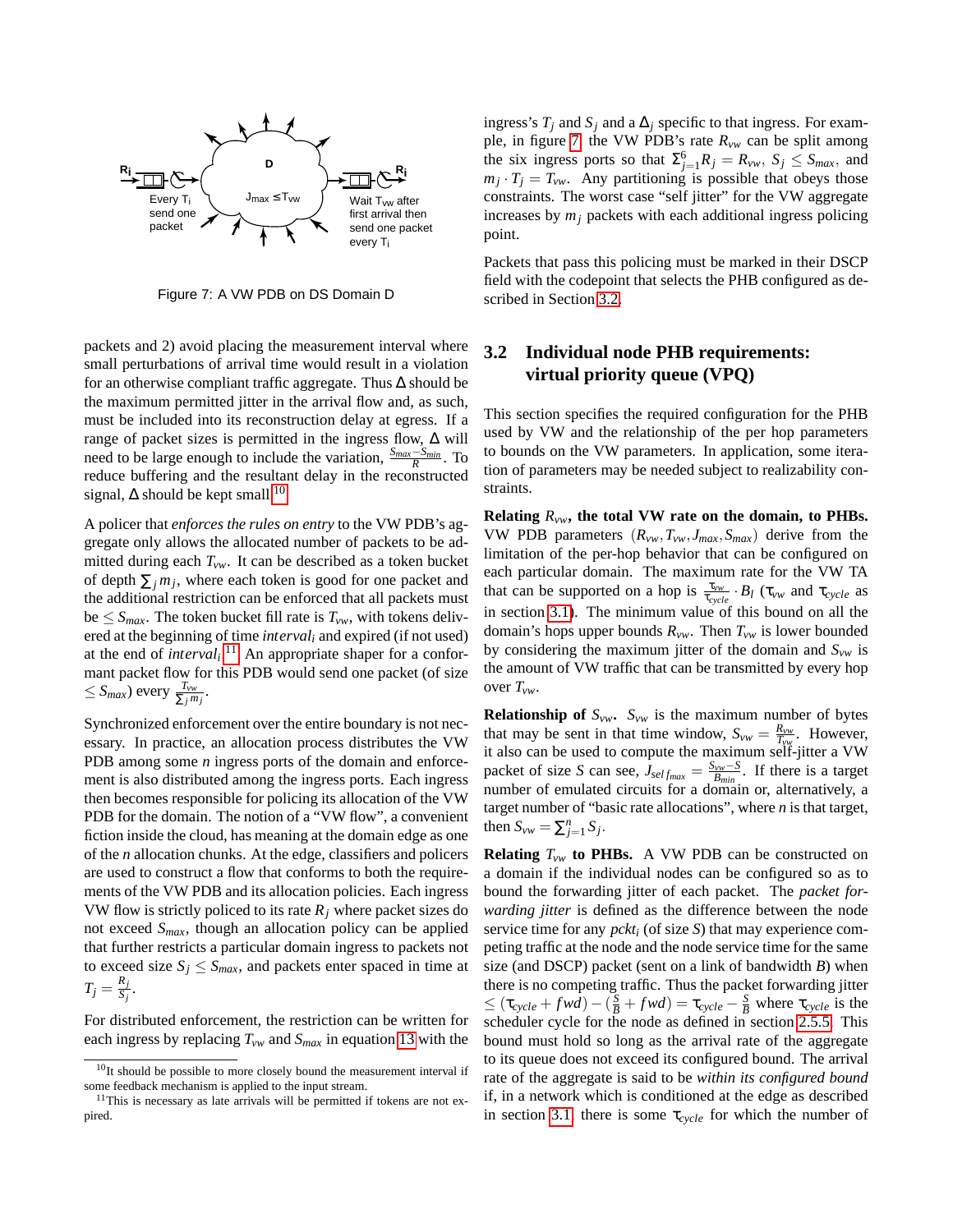Figure 7: A VW PDB on DS Domain D

packets and 2) avoid placing the measurement interval where small perturbations of arrival time would result in a violation for an otherwise compliant traffic aggregate. Thus $\Delta$ should be the maximum permitted jitter in the arrival flow and, as such, must be included into its reconstruction delay at egress. If a range of packet sizes is permitted in the ingress flow, $\Delta$ will need to be large enough to include the variation, $\frac{S_{max}-S_{min}}{R}$. To reduce buffering and the resultant delay in the reconstructed signal, $\Delta$ should be kept small.[10]

A policer that *enforces the rules on entry* to the VW PDB's aggregate only allows the allocated number of packets to be admitted during each $T_{vw}$. It can be described as a token bucket of depth $\sum_j m_j$, where each token is good for one packet and the additional restriction can be enforced that all packets must be $\leq S_{max}$. The token bucket fill rate is $T_{vw}$, with tokens delivered at the beginning of time $interval_i$ and expired (if not used) at the end of $interval_i$.[11] An appropriate shaper for a conformant packet flow for this PDB would send one packet (of size $\leq S_{max}$) every $\frac{T_{vw}}{\sum_j m_j}$.

Synchronized enforcement over the entire boundary is not necessary. In practice, an allocation process distributes the VW PDB among some $n$ ingress ports of the domain and enforcement is also distributed among the ingress ports. Each ingress then becomes responsible for policing its allocation of the VW PDB for the domain. The notion of a "VW flow", a convenient fiction inside the cloud, has meaning at the domain edge as one of the $n$ allocation chunks. At the edge, classifiers and policers are used to construct a flow that conforms to both the requirements of the VW PDB and its allocation policies. Each ingress VW flow is strictly policed to its rate $R_j$ where packet sizes do not exceed $S_{max}$, though an allocation policy can be applied that further restricts a particular domain ingress to packets not to exceed size $S_j \leq S_{max}$, and packets enter spaced in time at $T_j = \frac{R_j}{S_j}$.

For distributed enforcement, the restriction can be written for each ingress by replacing $T_{vw}$ and $S_{max}$ in equation 13 with the ingress's $T_j$ and $S_j$ and a $\Delta_j$ specific to that ingress. For example, in figure 7 the VW PDB's rate $R_{vw}$ can be split among the six ingress ports so that $\Sigma_{j=1}^{6} R_j = R_{vw}$, $S_j \leq S_{max}$, and $m_j \cdot T_j = T_{vw}$. Any partitioning is possible that obeys those constraints. The worst case "self jitter" for the VW aggregate increases by $m_j$ packets with each additional ingress policing point.

Packets that pass this policing must be marked in their DSCP field with the codepoint that selects the PHB configured as described in Section 3.2.

## 3.2 Individual node PHB requirements: virtual priority queue (VPQ)

This section specifies the required configuration for the PHB used by VW and the relationship of the per hop parameters to bounds on the VW parameters. In application, some iteration of parameters may be needed subject to realizability constraints.

**Relating $R_{vw}$, the total VW rate on the domain, to PHBs.** VW PDB parameters $(R_{vw}, T_{vw}, J_{max}, S_{max})$ derive from the limitation of the per-hop behavior that can be configured on each particular domain. The maximum rate for the VW TA that can be supported on a hop is $\frac{\tau_{vw}}{\tau_{cycle}} \cdot B_l$ ($\tau_{vw}$ and $\tau_{cycle}$ as in section 3.1). The minimum value of this bound on all the domain's hops upper bounds $R_{vw}$. Then $T_{vw}$ is lower bounded by considering the maximum jitter of the domain and $S_{vw}$ is the amount of VW traffic that can be transmitted by every hop over $T_{vw}$.

**Relationship of $S_{vw}$.** $S_{vw}$ is the maximum number of bytes that may be sent in that time window, $S_{vw} = \frac{R_{vw}}{T_{vw}}$. However, it also can be used to compute the maximum self-jitter a VW packet of size $S$ can see, $J_{selfmax} = \frac{S_{vw}-S}{B_{min}}$. If there is a target number of emulated circuits for a domain or, alternatively, a target number of "basic rate allocations", where $n$ is that target, then $S_{vw} = \sum_{j=1}^{n} S_j$.

**Relating $T_{vw}$ to PHBs.** A VW PDB can be constructed on a domain if the individual nodes can be configured so as to bound the forwarding jitter of each packet. The *packet forwarding jitter* is defined as the difference between the node service time for any $pckt_i$ (of size $S$) that may experience competing traffic at the node and the node service time for the same size (and DSCP) packet (sent on a link of bandwidth $B$) when there is no competing traffic. Thus the packet forwarding jitter $\leq (\tau_{cycle} + fwd) - (\frac{S}{B} + fwd) = \tau_{cycle} - \frac{S}{B}$ where $\tau_{cycle}$ is the scheduler cycle for the node as defined in section 2.5.5. This bound must hold so long as the arrival rate of the aggregate to its queue does not exceed its configured bound. The arrival rate of the aggregate is said to be *within its configured bound* if, in a network which is conditioned at the edge as described in section 3.1 there is some $\tau_{cycle}$ for which the number of

[10] It should be possible to more closely bound the measurement interval if some feedback mechanism is applied to the input stream.

[11] This is necessary as late arrivals will be permitted if tokens are not expired.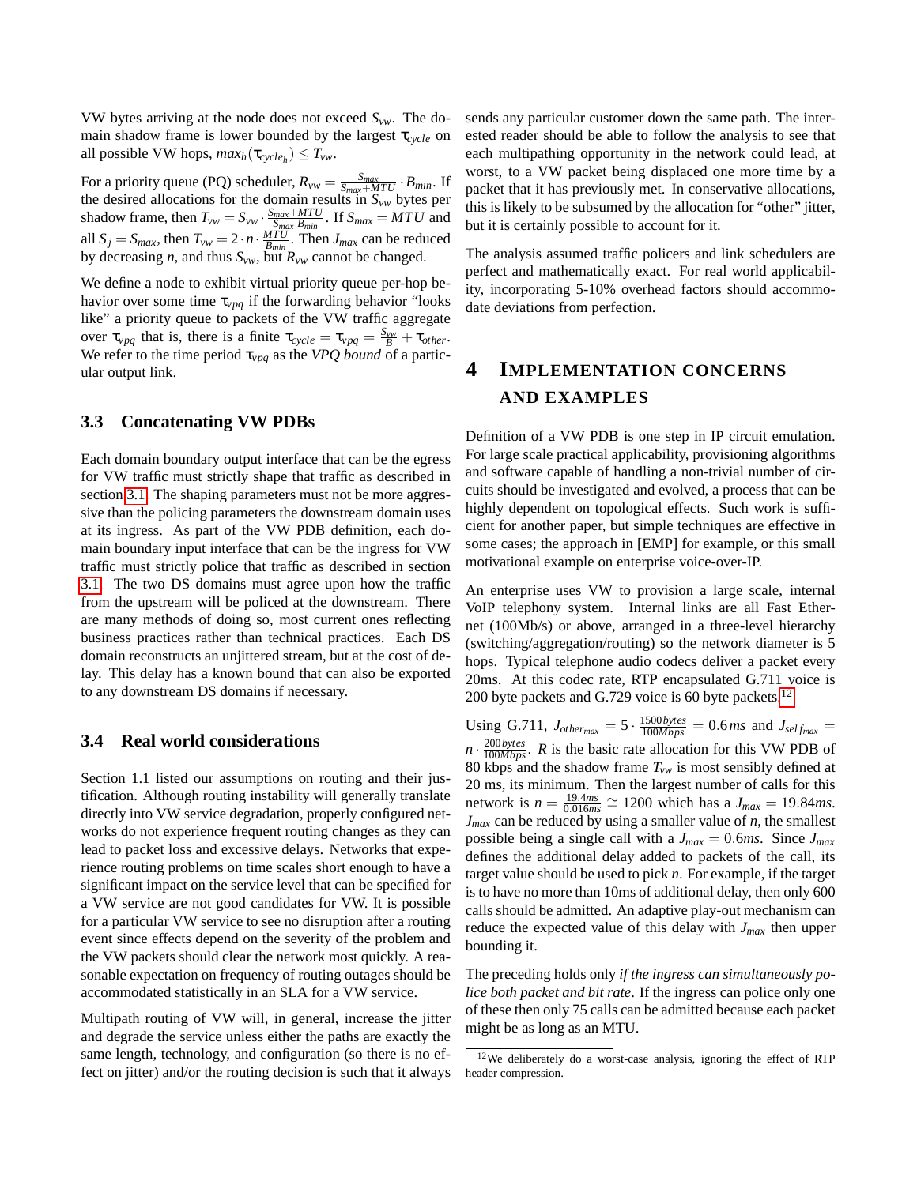VW bytes arriving at the node does not exceed $S_{vw}$. The domain shadow frame is lower bounded by the largest $\tau_{cycle}$ on all possible VW hops, $max_h(\tau_{cycle_h}) \leq T_{vw}$.

For a priority queue (PQ) scheduler, $R_{vw} = \frac{S_{max}}{S_{max}+MTU} \cdot B_{min}$. If the desired allocations for the domain results in $S_{vw}$ bytes per shadow frame, then $T_{vw} = S_{vw} \cdot \frac{S_{max}+MTU}{S_{max} \cdot B_{min}}$. If $S_{max} = MTU$ and all $S_j = S_{max}$, then $T_{vw} = 2 \cdot n \cdot \frac{MTU}{B_{min}}$. Then $J_{max}$ can be reduced by decreasing $n$, and thus $S_{vw}$, but $R_{vw}$ cannot be changed.

We define a node to exhibit virtual priority queue per-hop behavior over some time $\tau_{vpq}$ if the forwarding behavior "looks like" a priority queue to packets of the VW traffic aggregate over $\tau_{vpq}$ that is, there is a finite $\tau_{cycle} = \tau_{vpq} = \frac{S_{vw}}{B} + \tau_{other}$. We refer to the time period $\tau_{vpq}$ as the *VPQ bound* of a particular output link.

### 3.3 Concatenating VW PDBs

Each domain boundary output interface that can be the egress for VW traffic must strictly shape that traffic as described in section 3.1. The shaping parameters must not be more aggressive than the policing parameters the downstream domain uses at its ingress. As part of the VW PDB definition, each domain boundary input interface that can be the ingress for VW traffic must strictly police that traffic as described in section 3.1. The two DS domains must agree upon how the traffic from the upstream will be policed at the downstream. There are many methods of doing so, most current ones reflecting business practices rather than technical practices. Each DS domain reconstructs an unjittered stream, but at the cost of delay. This delay has a known bound that can also be exported to any downstream DS domains if necessary.

### 3.4 Real world considerations

Section 1.1 listed our assumptions on routing and their justification. Although routing instability will generally translate directly into VW service degradation, properly configured networks do not experience frequent routing changes as they can lead to packet loss and excessive delays. Networks that experience routing problems on time scales short enough to have a significant impact on the service level that can be specified for a VW service are not good candidates for VW. It is possible for a particular VW service to see no disruption after a routing event since effects depend on the severity of the problem and the VW packets should clear the network most quickly. A reasonable expectation on frequency of routing outages should be accommodated statistically in an SLA for a VW service.

Multipath routing of VW will, in general, increase the jitter and degrade the service unless either the paths are exactly the same length, technology, and configuration (so there is no effect on jitter) and/or the routing decision is such that it always sends any particular customer down the same path. The interested reader should be able to follow the analysis to see that each multipathing opportunity in the network could lead, at worst, to a VW packet being displaced one more time by a packet that it has previously met. In conservative allocations, this is likely to be subsumed by the allocation for "other" jitter, but it is certainly possible to account for it.

The analysis assumed traffic policers and link schedulers are perfect and mathematically exact. For real world applicability, incorporating 5-10% overhead factors should accommodate deviations from perfection.

## 4 Implementation Concerns and Examples

Definition of a VW PDB is one step in IP circuit emulation. For large scale practical applicability, provisioning algorithms and software capable of handling a non-trivial number of circuits should be investigated and evolved, a process that can be highly dependent on topological effects. Such work is sufficient for another paper, but simple techniques are effective in some cases; the approach in [EMP] for example, or this small motivational example on enterprise voice-over-IP.

An enterprise uses VW to provision a large scale, internal VoIP telephony system. Internal links are all Fast Ethernet (100Mb/s) or above, arranged in a three-level hierarchy (switching/aggregation/routing) so the network diameter is 5 hops. Typical telephone audio codecs deliver a packet every 20ms. At this codec rate, RTP encapsulated G.711 voice is 200 byte packets and G.729 voice is 60 byte packets.[12]

Using G.711, $J_{other_{max}} = 5 \cdot \frac{1500\,bytes}{100Mbps} = 0.6ms$ and $J_{self_{max}} = n \cdot \frac{200\,bytes}{100Mbps}$. $R$ is the basic rate allocation for this VW PDB of 80 kbps and the shadow frame $T_{vw}$ is most sensibly defined at 20 ms, its minimum. Then the largest number of calls for this network is $n = \frac{19.4ms}{0.016ms} \cong 1200$ which has a $J_{max} = 19.84ms$. $J_{max}$ can be reduced by using a smaller value of $n$, the smallest possible being a single call with a $J_{max} = 0.6ms$. Since $J_{max}$ defines the additional delay added to packets of the call, its target value should be used to pick $n$. For example, if the target is to have no more than 10ms of additional delay, then only 600 calls should be admitted. An adaptive play-out mechanism can reduce the expected value of this delay with $J_{max}$ then upper bounding it.

The preceding holds only *if the ingress can simultaneously police both packet and bit rate*. If the ingress can police only one of these then only 75 calls can be admitted because each packet might be as long as an MTU.

[12] We deliberately do a worst-case analysis, ignoring the effect of RTP header compression.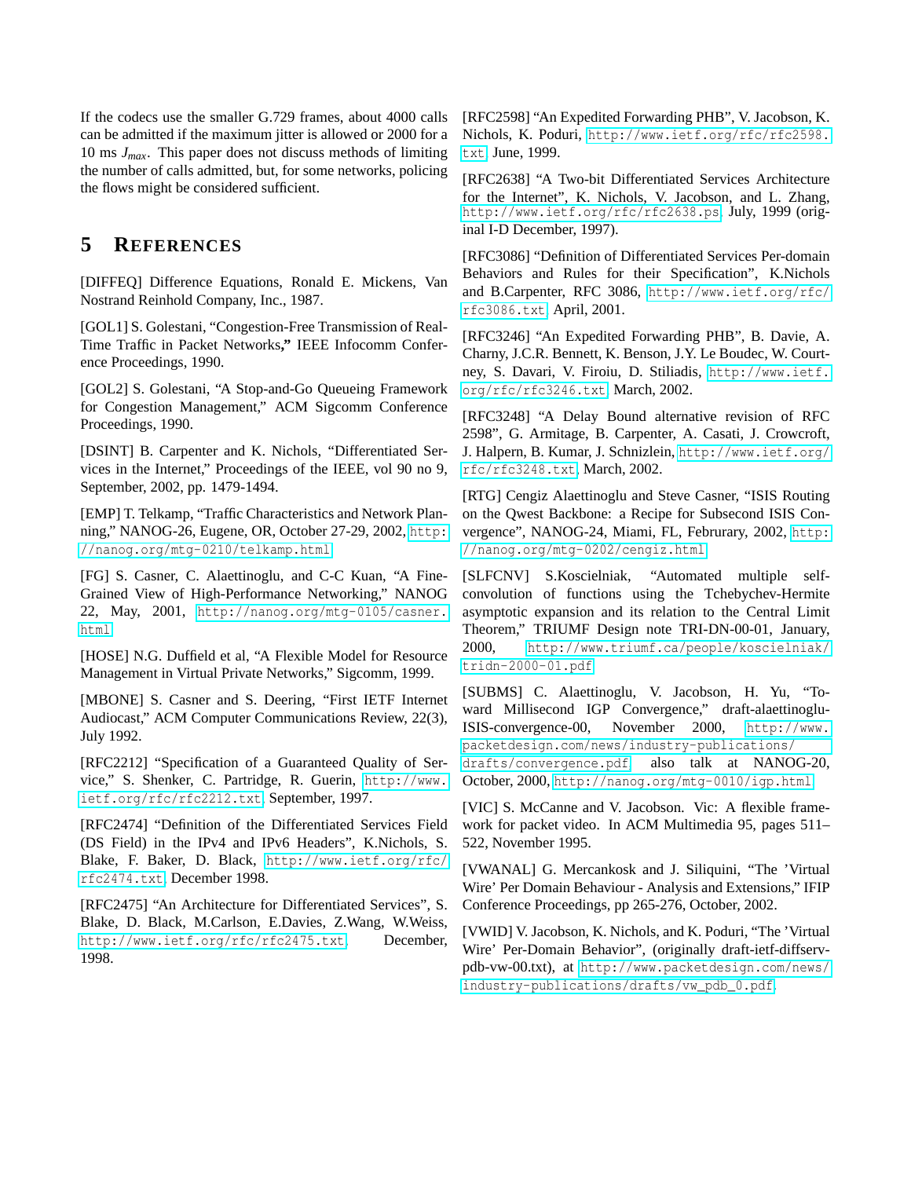If the codecs use the smaller G.729 frames, about 4000 calls can be admitted if the maximum jitter is allowed or 2000 for a 10 ms $J_{max}$. This paper does not discuss methods of limiting the number of calls admitted, but, for some networks, policing the flows might be considered sufficient.

## 5 References

[DIFFEQ] Difference Equations, Ronald E. Mickens, Van Nostrand Reinhold Company, Inc., 1987.

[GOL1] S. Golestani, "Congestion-Free Transmission of Real-Time Traffic in Packet Networks," IEEE Infocomm Conference Proceedings, 1990.

[GOL2] S. Golestani, "A Stop-and-Go Queueing Framework for Congestion Management," ACM Sigcomm Conference Proceedings, 1990.

[DSINT] B. Carpenter and K. Nichols, "Differentiated Services in the Internet," Proceedings of the IEEE, vol 90 no 9, September, 2002, pp. 1479-1494.

[EMP] T. Telkamp, "Traffic Characteristics and Network Planning," NANOG-26, Eugene, OR, October 27-29, 2002, http://nanog.org/mtg-0210/telkamp.html

[FG] S. Casner, C. Alaettinoglu, and C-C Kuan, "A Fine-Grained View of High-Performance Networking," NANOG 22, May, 2001, http://nanog.org/mtg-0105/casner.html

[HOSE] N.G. Duffield et al, "A Flexible Model for Resource Management in Virtual Private Networks," Sigcomm, 1999.

[MBONE] S. Casner and S. Deering, "First IETF Internet Audiocast," ACM Computer Communications Review, 22(3), July 1992.

[RFC2212] "Specification of a Guaranteed Quality of Service," S. Shenker, C. Partridge, R. Guerin, http://www.ietf.org/rfc/rfc2212.txt, September, 1997.

[RFC2474] "Definition of the Differentiated Services Field (DS Field) in the IPv4 and IPv6 Headers", K.Nichols, S. Blake, F. Baker, D. Black, http://www.ietf.org/rfc/rfc2474.txt, December 1998.

[RFC2475] "An Architecture for Differentiated Services", S. Blake, D. Black, M.Carlson, E.Davies, Z.Wang, W.Weiss, http://www.ietf.org/rfc/rfc2475.txt, December, 1998.

[RFC2598] "An Expedited Forwarding PHB", V. Jacobson, K. Nichols, K. Poduri, http://www.ietf.org/rfc/rfc2598.txt, June, 1999.

[RFC2638] "A Two-bit Differentiated Services Architecture for the Internet", K. Nichols, V. Jacobson, and L. Zhang, http://www.ietf.org/rfc/rfc2638.ps, July, 1999 (original I-D December, 1997).

[RFC3086] "Definition of Differentiated Services Per-domain Behaviors and Rules for their Specification", K.Nichols and B.Carpenter, RFC 3086, http://www.ietf.org/rfc/rfc3086.txt, April, 2001.

[RFC3246] "An Expedited Forwarding PHB", B. Davie, A. Charny, J.C.R. Bennett, K. Benson, J.Y. Le Boudec, W. Courtney, S. Davari, V. Firoiu, D. Stiliadis, http://www.ietf.org/rfc/rfc3246.txt, March, 2002.

[RFC3248] "A Delay Bound alternative revision of RFC 2598", G. Armitage, B. Carpenter, A. Casati, J. Crowcroft, J. Halpern, B. Kumar, J. Schnizlein, http://www.ietf.org/rfc/rfc3248.txt, March, 2002.

[RTG] Cengiz Alaettinoglu and Steve Casner, "ISIS Routing on the Qwest Backbone: a Recipe for Subsecond ISIS Convergence", NANOG-24, Miami, FL, Februrary, 2002, http://nanog.org/mtg-0202/cengiz.html

[SLFCNV] S.Koscielniak, "Automated multiple self-convolution of functions using the Tchebychev-Hermite asymptotic expansion and its relation to the Central Limit Theorem," TRIUMF Design note TRI-DN-00-01, January, 2000, http://www.triumf.ca/people/koscielniak/tridn-2000-01.pdf

[SUBMS] C. Alaettinoglu, V. Jacobson, H. Yu, "Toward Millisecond IGP Convergence," draft-alaettinoglu-ISIS-convergence-00, November 2000, http://www.packetdesign.com/news/industry-publications/drafts/convergence.pdf also talk at NANOG-20, October, 2000, http://nanog.org/mtg-0010/igp.html

[VIC] S. McCanne and V. Jacobson. Vic: A flexible framework for packet video. In ACM Multimedia 95, pages 511–522, November 1995.

[VWANAL] G. Mercankosk and J. Siliquini, "The 'Virtual Wire' Per Domain Behaviour - Analysis and Extensions," IFIP Conference Proceedings, pp 265-276, October, 2002.

[VWID] V. Jacobson, K. Nichols, and K. Poduri, "The 'Virtual Wire' Per-Domain Behavior", (originally draft-ietf-diffserv-pdb-vw-00.txt), at http://www.packetdesign.com/news/industry-publications/drafts/vw_pdb_0.pdf